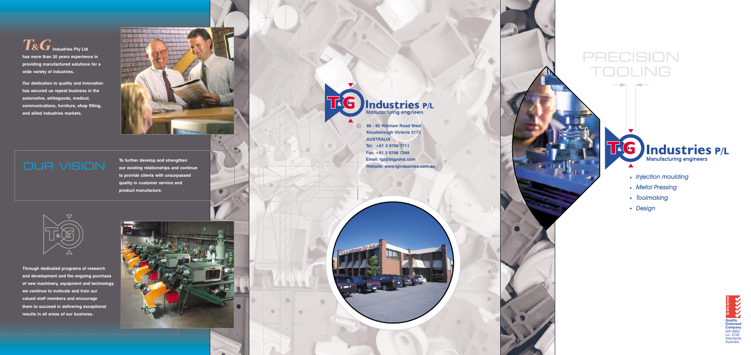*T&G* **Industries Pty Ltd**

**has more than 30 years experience in providing manufactured solutions for a wide variety of industries.**

**Our dedication to quality and innovation has secured us repeat business in the automotive, whitegoods, medical, communications, furniture, shop fitting, and allied industries markets.**

## OUR VISION

**To further develop and strengthen our existing relationships and continue to provide clients with unsurpassed quality in customer service and product manufacture.**

**Through dedicated programs of research and development and the ongoing purchase of new machinery, equipment and technology we continue to motivate and train our valued staff members and encourage them to succeed in delivering exceptional results in all areas of our business.**

**T&G Industries P/L**
Manufacturing engineers

**88 - 92 Kirkham Road West**
**Keysborough Victoria 3173**
**AUSTRALIA**
**Tel: +61 3 9798 7711**
**Fax: +61 3 9798 7269**
**Email: tgi@bigpond.com**
**Website: www.tgindustries.com.au**

# PRECISION TOOLING

**T&G Industries P/L**
Manufacturing engineers

- *Injection moulding*
- *Metal Pressing*
- *Toolmaking*
- *Design*

Quality System
**Quality Endorsed Company**
ISO 9002
Lic. 5725
Standards Australia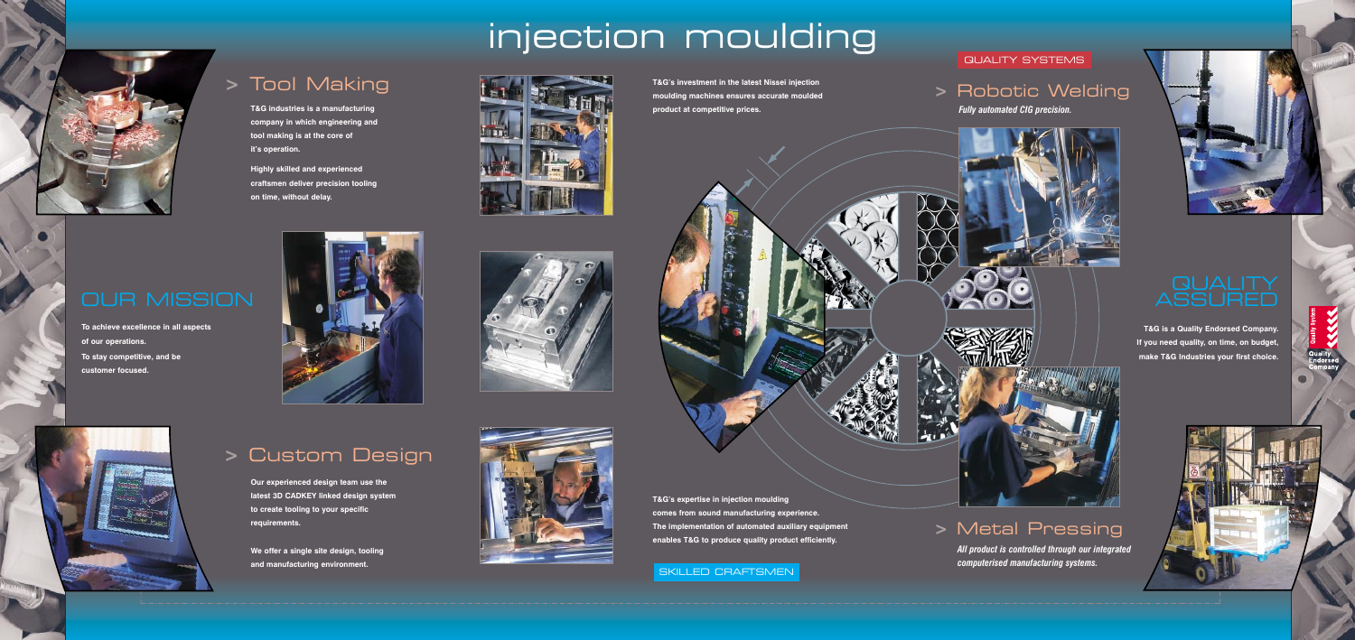# injection moulding

## > Tool Making

**T&G industries is a manufacturing company in which engineering and tool making is at the core of it's operation.**

**Highly skilled and experienced craftsmen deliver precision tooling on time, without delay.**

## OUR MISSION

**To achieve excellence in all aspects of our operations.**
**To stay competitive, and be customer focused.**

## > Custom Design

**Our experienced design team use the latest 3D CADKEY linked design system to create tooling to your specific requirements.**

**We offer a single site design, tooling and manufacturing environment.**

**T&G's investment in the latest Nissei injection moulding machines ensures accurate moulded product at competitive prices.**

**T&G's expertise in injection moulding comes from sound manufacturing experience. The implementation of automated auxiliary equipment enables T&G to produce quality product efficiently.**

SKILLED CRAFTSMEN

QUALITY SYSTEMS

## > Robotic Welding

***Fully automated CIG precision.***

## > Metal Pressing

***All product is controlled through our integrated computerised manufacturing systems.***

## QUALITY ASSURED

**T&G is a Quality Endorsed Company. If you need quality, on time, on budget, make T&G Industries your first choice.**

Quality System
Quality Endorsed Company